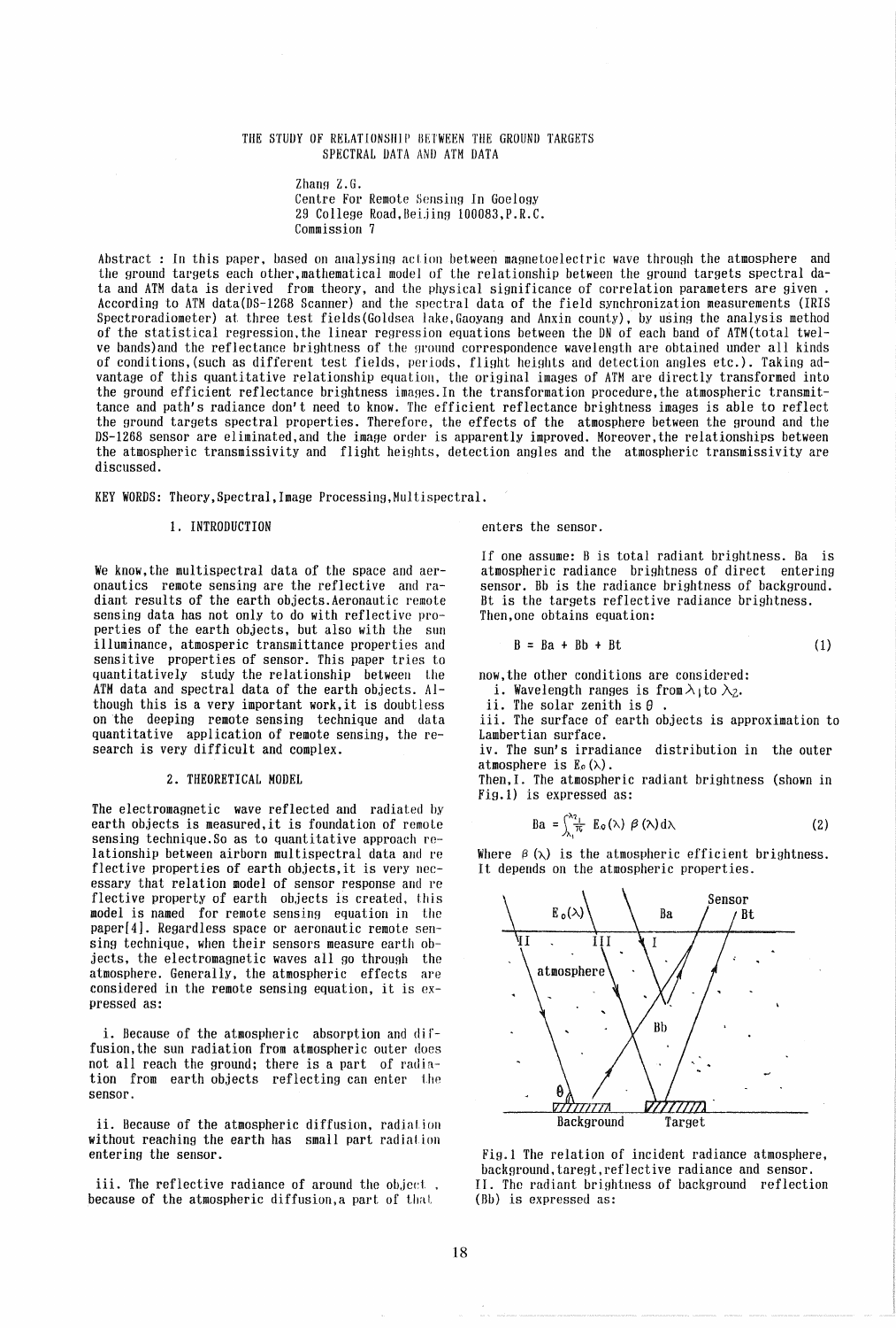# THE STUDY OF RELATIONSHIP BETWEEN THE GROUND TARGETS SPECTRAL DATA AND ATM DATA

Zhang Z.G.
Centre For Remote Sensing In Goelogy
29 College Road,Beijing 100083,P.R.C.
Commission 7

Abstract : In this paper, based on analysing action between magnetoelectric wave through the atmosphere and the ground targets each other,mathematical model of the relationship between the ground targets spectral data and ATM data is derived from theory, and the physical significance of correlation parameters are given . According to ATM data(DS-1268 Scanner) and the spectral data of the field synchronization measurements (IRIS Spectroradiometer) at three test fields(Goldsea lake,Gaoyang and Anxin county), by using the analysis method of the statistical regression,the linear regression equations between the DN of each band of ATM(total twelve bands)and the reflectance brightness of the ground correspondence wavelength are obtained under all kinds of conditions,(such as different test fields, periods, flight heights and detection angles etc.). Taking advantage of this quantitative relationship equation, the original images of ATM are directly transformed into the ground efficient reflectance brightness images.In the transformation procedure,the atmospheric transmittance and path's radiance don't need to know. The efficient reflectance brightness images is able to reflect the ground targets spectral properties. Therefore, the effects of the atmosphere between the ground and the DS-1268 sensor are eliminated,and the image order is apparently improved. Moreover,the relationships between the atmospheric transmissivity and flight heights, detection angles and the atmospheric transmissivity are discussed.

KEY WORDS: Theory,Spectral,Image Processing,Multispectral.

## 1. INTRODUCTION

We know,the multispectral data of the space and aeronautics remote sensing are the reflective and radiant results of the earth objects.Aeronautic remote sensing data has not only to do with reflective properties of the earth objects, but also with the sun illuminance, atmosperic transmittance properties and sensitive properties of sensor. This paper tries to quantitatively study the relationship between the ATM data and spectral data of the earth objects. Although this is a very important work,it is doubtless on the deeping remote sensing technique and data quantitative application of remote sensing, the research is very difficult and complex.

## 2. THEORETICAL MODEL

The electromagnetic wave reflected and radiated by earth objects is measured,it is foundation of remote sensing technique.So as to quantitative approach relationship between airborn multispectral data and reflective properties of earth objects,it is very necessary that relation model of sensor response and reflective property of earth objects is created, this model is named for remote sensing equation in the paper[4]. Regardless space or aeronautic remote sensing technique, when their sensors measure earth objects, the electromagnetic waves all go through the atmosphere. Generally, the atmospheric effects are considered in the remote sensing equation, it is expressed as:

i. Because of the atmospheric absorption and diffusion,the sun radiation from atmospheric outer does not all reach the ground; there is a part of radiation from earth objects reflecting can enter the sensor.

ii. Because of the atmospheric diffusion, radiation without reaching the earth has small part radiation entering the sensor.

iii. The reflective radiance of around the object , because of the atmospheric diffusion,a part of that enters the sensor.

If one assume: B is total radiant brightness. Ba is atmospheric radiance brightness of direct entering sensor. Bb is the radiance brightness of background. Bt is the targets reflective radiance brightness. Then,one obtains equation:

$$B = Ba + Bb + Bt \tag{1}$$

now,the other conditions are considered:

i. Wavelength ranges is from $\lambda_1$ to $\lambda_2$.

ii. The solar zenith is $\theta$ .

iii. The surface of earth objects is approximation to Lambertian surface.

iv. The sun's irradiance distribution in the outer atmosphere is $E_0(\lambda)$.

Then,I. The atmospheric radiant brightness (shown in Fig.1) is expressed as:

$$Ba = \int_{\lambda_1}^{\lambda_2} \frac{1}{\pi} E_0(\lambda)\, \beta(\lambda)\, d\lambda \tag{2}$$

Where $\beta(\lambda)$ is the atmospheric efficient brightness. It depends on the atmospheric properties.

Fig.1 The relation of incident radiance atmosphere, background,taregt,reflective radiance and sensor.

II. The radiant brightness of background reflection (Bb) is expressed as: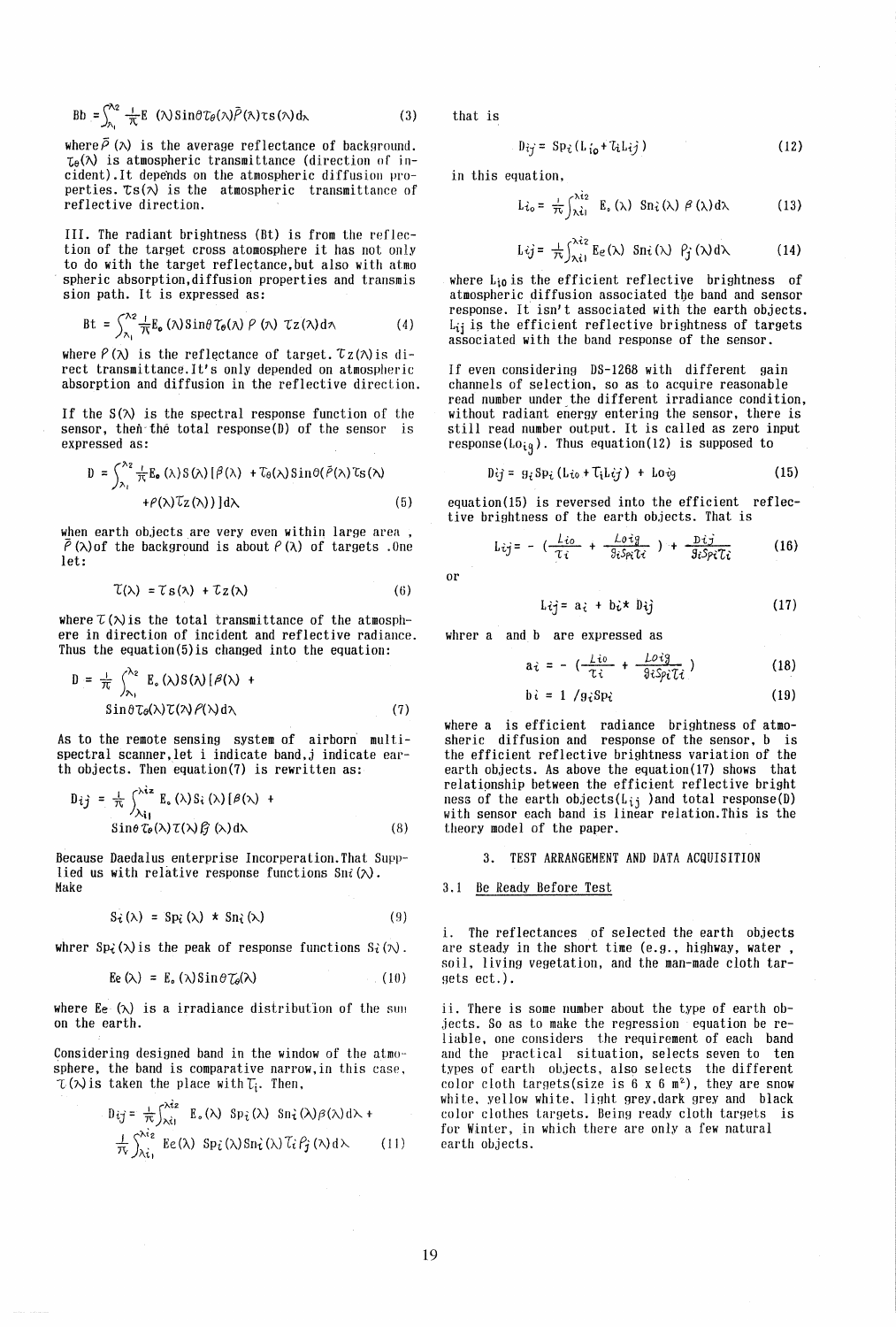$$Bb = \int_{\lambda_1}^{\lambda_2} \frac{1}{\pi} E(\lambda) \sin\theta \tau_\theta(\lambda) \bar{P}(\lambda) \tau s(\lambda) d\lambda \quad (3)$$

where $\bar{P}(\lambda)$ is the average reflectance of background. $\tau_\theta(\lambda)$ is atmospheric transmittance (direction of incident). It depends on the atmospheric diffusion properties. $\tau s(\lambda)$ is the atmospheric transmittance of reflective direction.

III. The radiant brightness (Bt) is from the reflection of the target cross atomosphere it has not only to do with the target reflectance, but also with atmospheric absorption, diffusion properties and transmission path. It is expressed as:

$$Bt = \int_{\lambda_1}^{\lambda_2} \frac{1}{\pi} E_o(\lambda) \sin\theta \tau_\theta(\lambda) \rho(\lambda) \tau z(\lambda) d\lambda \quad (4)$$

where $\rho(\lambda)$ is the reflectance of target. $\tau z(\lambda)$ is direct transmittance. It's only depended on atmospheric absorption and diffusion in the reflective direction.

If the $S(\lambda)$ is the spectral response function of the sensor, then the total response (D) of the sensor is expressed as:

$$D = \int_{\lambda_1}^{\lambda_2} \frac{1}{\pi} E_o(\lambda) S(\lambda) [\beta(\lambda) + \tau_\theta(\lambda) \sin\theta (\bar{P}(\lambda) \tau s(\lambda) + \rho(\lambda) \tau z(\lambda))] d\lambda \quad (5)$$

when earth objects are very even within large area, $\bar{P}(\lambda)$ of the background is about $\rho(\lambda)$ of targets. One let:

$$\tau(\lambda) = \tau s(\lambda) + \tau z(\lambda) \quad (6)$$

where $\tau(\lambda)$ is the total transmittance of the atmosphere in direction of incident and reflective radiance. Thus the equation (5) is changed into the equation:

$$D = \frac{1}{\pi} \int_{\lambda_1}^{\lambda_2} E_o(\lambda) S(\lambda) [\beta(\lambda) + \sin\theta \tau_\theta(\lambda) \tau(\lambda) \rho(\lambda)] d\lambda \quad (7)$$

As to the remote sensing system of airborn multispectral scanner, let i indicate band, j indicate earth objects. Then equation (7) is rewritten as:

$$D_{ij} = \frac{1}{\pi} \int_{\lambda_{i1}}^{\lambda_{i2}} E_o(\lambda) S_i(\lambda) [\beta(\lambda) + \sin\theta \tau_\theta(\lambda) \tau(\lambda) \rho_j(\lambda)] d\lambda \quad (8)$$

Because Daedalus enterprise Incorperation. That Supplied us with relative response functions $Sn_i(\lambda)$. Make

$$S_i(\lambda) = Sp_i(\lambda) * Sn_i(\lambda) \quad (9)$$

whrer $Sp_i(\lambda)$ is the peak of response functions $S_i(\lambda)$.

$$Ee(\lambda) = E_o(\lambda) \sin\theta \tau_\theta(\lambda) \quad (10)$$

where $Ee(\lambda)$ is a irradiance distribution of the sun on the earth.

Considering designed band in the window of the atmosphere, the band is comparative narrow, in this case, $\tau(\lambda)$ is taken the place with $\tau_i$. Then,

$$D_{ij} = \frac{1}{\pi} \int_{\lambda_{i1}}^{\lambda_{i2}} E_o(\lambda)\, Sp_i(\lambda)\, Sn_i(\lambda) \beta(\lambda) d\lambda + \frac{1}{\pi} \int_{\lambda_{i1}}^{\lambda_{i2}} Ee(\lambda)\, Sp_i(\lambda) Sn_i(\lambda) \tau_i \rho_j(\lambda) d\lambda \quad (11)$$

that is

$$D_{ij} = Sp_i (L_{io} + \tau_i L_{ij}) \quad (12)$$

in this equation,

$$L_{io} = \frac{1}{\pi} \int_{\lambda_{i1}}^{\lambda_{i2}} E_o(\lambda)\, Sn_i(\lambda)\, \beta(\lambda) d\lambda \quad (13)$$

$$L_{ij} = \frac{1}{\pi} \int_{\lambda_{i1}}^{\lambda_{i2}} Ee(\lambda)\, Sn_i(\lambda)\, \rho_j(\lambda) d\lambda \quad (14)$$

where $L_{io}$ is the efficient reflective brightness of atmospheric diffusion associated the band and sensor response. It isn't associated with the earth objects. $L_{ij}$ is the efficient reflective brightness of targets associated with the band response of the sensor.

If even considering DS-1268 with different gain channels of selection, so as to acquire reasonable read number under the different irradiance condition, without radiant energy entering the sensor, there is still read number output. It is called as zero input response ($Lo_{ig}$). Thus equation (12) is supposed to

$$D_{ij} = g_i Sp_i (L_{io} + \tau_i L_{ij}) + Lo_{ig} \quad (15)$$

equation (15) is reversed into the efficient reflective brightness of the earth objects. That is

$$L_{ij} = -\left(\frac{L_{io}}{\tau_i} + \frac{Lo_{ig}}{g_i Sp_i \tau_i}\right) + \frac{D_{ij}}{g_i Sp_i \tau_i} \quad (16)$$

or

$$L_{ij} = a_i + b_i * D_{ij} \quad (17)$$

whrer a and b are expressed as

$$a_i = -\left(\frac{L_{io}}{\tau_i} + \frac{Lo_{ig}}{g_i Sp_i \tau_i}\right) \quad (18)$$

$$b_i = 1 / g_i Sp_i \quad (19)$$

where a is efficient radiance brightness of atmosheric diffusion and response of the sensor, b is the efficient reflective brightness variation of the earth objects. As above the equation (17) shows that relationship between the efficient reflective brightness of the earth objects ($L_{ij}$) and total response (D) with sensor each band is linear relation. This is the theory model of the paper.

## 3. TEST ARRANGEMENT AND DATA ACQUISITION

### 3.1 Be Ready Before Test

i. The reflectances of selected the earth objects are steady in the short time (e.g., highway, water, soil, living vegetation, and the man-made cloth targets ect.).

ii. There is some number about the type of earth objects. So as to make the regression equation be reliable, one considers the requirement of each band and the practical situation, selects seven to ten types of earth objects, also selects the different color cloth targets (size is 6 x 6 $m^2$), they are snow white, yellow white, light grey, dark grey and black color clothes targets. Being ready cloth targets is for Winter, in which there are only a few natural earth objects.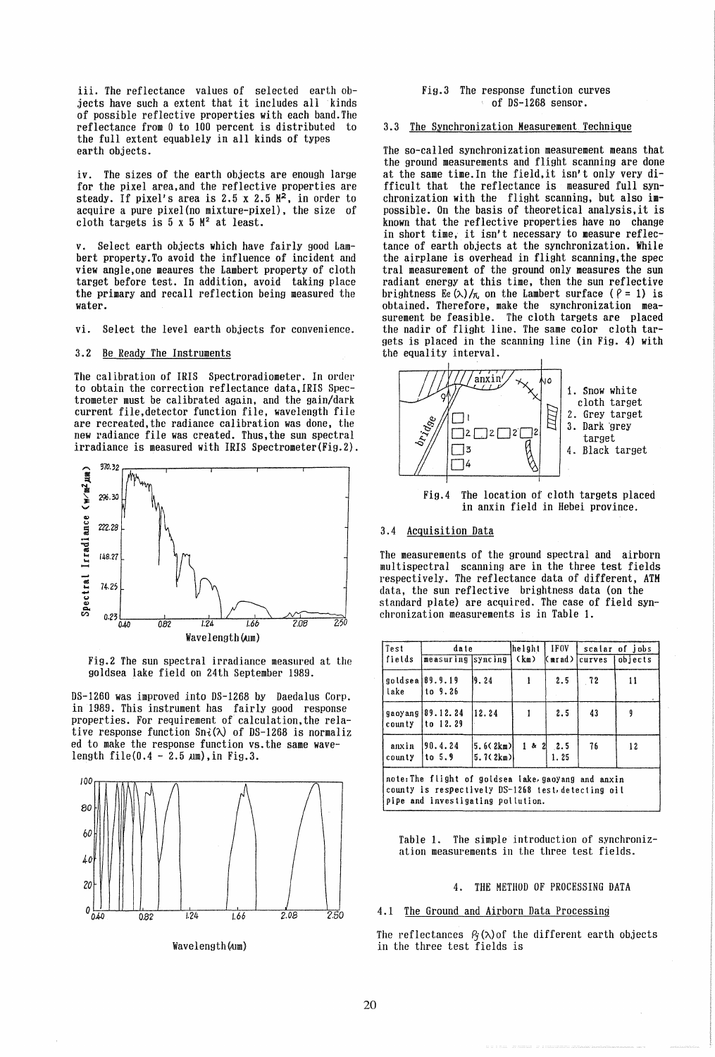iii. The reflectance values of selected earth objects have such a extent that it includes all kinds of possible reflective properties with each band. The reflectance from 0 to 100 percent is distributed to the full extent equablely in all kinds of types earth objects.

iv. The sizes of the earth objects are enough large for the pixel area, and the reflective properties are steady. If pixel's area is 2.5 x 2.5 $M^2$, in order to acquire a pure pixel(no mixture-pixel), the size of cloth targets is 5 x 5 $M^2$ at least.

v. Select earth objects which have fairly good Lambert property. To avoid the influence of incident and view angle, one meaures the Lambert property of cloth target before test. In addition, avoid taking place the primary and recall reflection being measured the water.

vi. Select the level earth objects for convenience.

### 3.2 Be Ready The Instruments

The calibration of IRIS Spectroradiometer. In order to obtain the correction reflectance data, IRIS Spectrometer must be calibrated again, and the gain/dark current file, detector function file, wavelength file are recreated, the radiance calibration was done, the new radiance file was created. Thus, the sun spectral irradiance is measured with IRIS Spectrometer(Fig.2).

Fig.2 The sun spectral irradiance measured at the goldsea lake field on 24th September 1989.

DS-1260 was improved into DS-1268 by Daedalus Corp. in 1989. This instrument has fairly good response properties. For requirement of calculation, the relative response function $Sn_i(\lambda)$ of DS-1268 is normalized to make the response function vs. the same wavelength file(0.4 - 2.5 µm), in Fig.3.

Fig.3 The response function curves of DS-1268 sensor.

### 3.3 The Synchronization Measurement Technique

The so-called synchronization measurement means that the ground measurements and flight scanning are done at the same time. In the field, it isn't only very difficult that the reflectance is measured full synchronization with the flight scanning, but also impossible. On the basis of theoretical analysis, it is known that the reflective properties have no change in short time, it isn't necessary to measure reflectance of earth objects at the synchronization. While the airplane is overhead in flight scanning, the spectral measurement of the ground only measures the sun radiant energy at this time, then the sun reflective brightness $E_e(\lambda)/\pi$ on the Lambert surface ($\rho = 1$) is obtained. Therefore, make the synchronization measurement be feasible. The cloth targets are placed the nadir of flight line. The same color cloth targets is placed in the scanning line (in Fig. 4) with the equality interval.

1. Snow white cloth target
2. Grey target
3. Dark grey target
4. Black target

Fig.4 The location of cloth targets placed in anxin field in Hebei province.

### 3.4 Acquisition Data

The measurements of the ground spectral and airborn multispectral scanning are in the three test fields respectively. The reflectance data of different, ATM data, the sun reflective brightness data (on the standard plate) are acquired. The case of field synchronization measurements is in Table 1.

| Test fields | date | | height (km) | IFOV (mrad) | scalar of jobs | |
|---|---|---|---|---|---|---|
| | measuring | syncing | | | curves | objects |
| goldsea lake | 89.9.19 to 9.26 | 9.24 | 1 | 2.5 | 72 | 11 |
| gaoyang county | 89.12.24 to 12.29 | 12.24 | 1 | 2.5 | 43 | 9 |
| anxin county | 90.4.24 to 5.9 | 5.6(2km) 5.7(2km) | 1 & 2 | 2.5 1.25 | 76 | 12 |

note: The flight of goldsea lake, gaoyang and anxin county is respectively DS-1268 test, detecting oil pipe and investigating pollution.

Table 1. The simple introduction of synchronization measurements in the three test fields.

## 4. THE METHOD OF PROCESSING DATA

### 4.1 The Ground and Airborn Data Processing

The reflectances $\rho_j(\lambda)$ of the different earth objects in the three test fields is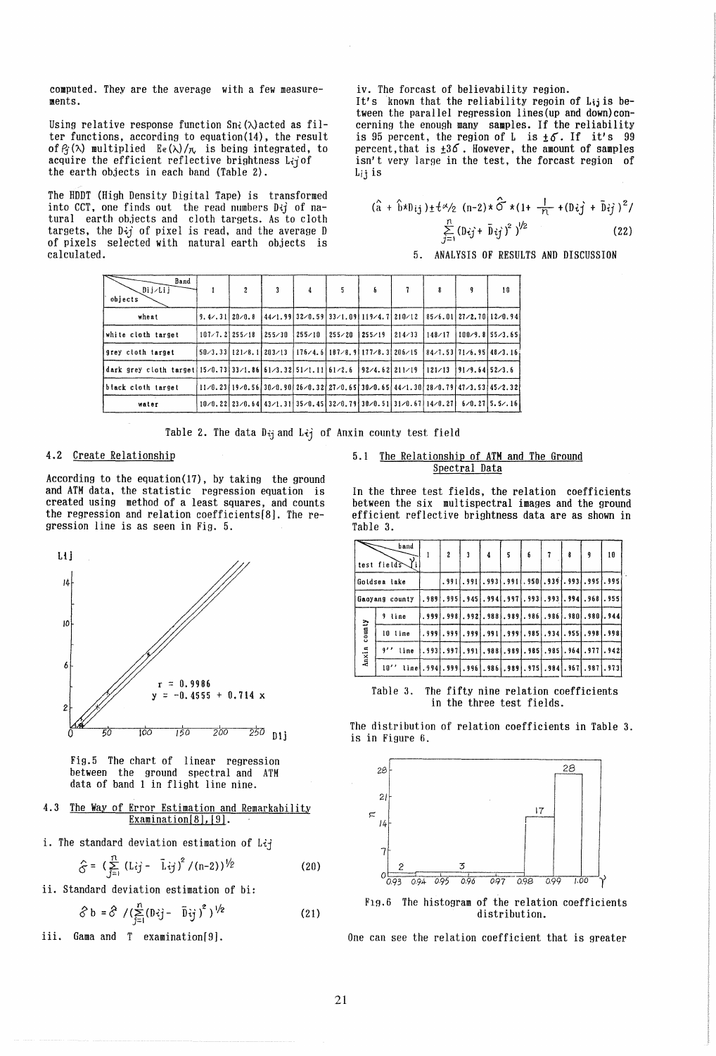computed. They are the average with a few measurements.

Using relative response function $Sn_i(\lambda)$ acted as filter functions, according to equation(14), the result of $\rho_j(\lambda)$ multiplied $E_e(\lambda)/\pi$ is being integrated, to acquire the efficient reflective brightness $L_{ij}$ of the earth objects in each band (Table 2).

The HDDT (High Density Digital Tape) is transformed into CCT, one finds out the read numbers $D_{ij}$ of natural earth objects and cloth targets. As to cloth targets, the $D_{ij}$ of pixel is read, and the average D of pixels selected with natural earth objects is calculated.

| objects \ Band Dij/Lij | 1 | 2 | 3 | 4 | 5 | 6 | 7 | 8 | 9 | 10 |
|---|---|---|---|---|---|---|---|---|---|---|
| wheat | 9.4/.31 | 20/0.8 | 44/1.99 | 32/0.59 | 33/1.09 | 119/4.7 | 210/12 | 85/6.01 | 27/2.70 | 12/0.94 |
| white cloth target | 107/7.2 | 255/18 | 255/30 | 255/10 | 255/20 | 255/19 | 214/33 | 148/17 | 100/9.8 | 55/3.65 |
| grey cloth target | 50/3.33 | 121/8.1 | 203/13 | 176/4.6 | 187/8.9 | 177/8.3 | 206/15 | 84/7.53 | 71/6.95 | 48/3.16 |
| dark grey cloth target | 15/0.73 | 33/1.86 | 61/3.32 | 51/1.11 | 61/2.6 | 92/4.62 | 211/19 | 121/13 | 91/9.64 | 52/3.6 |
| black cloth target | 11/0.23 | 19/0.56 | 30/0.90 | 26/0.32 | 27/0.65 | 30/0.65 | 44/1.30 | 28/0.79 | 47/3.53 | 45/2.32 |
| water | 10/0.22 | 23/0.64 | 43/1.31 | 35/0.45 | 32/0.79 | 30/0.51 | 31/0.67 | 14/0.27 | 6/0.27 | 5.5/.16 |

Table 2. The data $D_{ij}$ and $L_{ij}$ of Anxin county test field

### 4.2 Create Relationship

According to the equation(17), by taking the ground and ATM data, the statistic regression equation is created using method of a least squares, and counts the regression and relation coefficients[8]. The regression line is as seen in Fig. 5.

Fig.5 The chart of linear regression between the ground spectral and ATM data of band 1 in flight line nine.

### 4.3 The Way of Error Estimation and Remarkability Examination[8],[9].

i. The standard deviation estimation of $L_{ij}$

$$\hat{\sigma} = \left(\sum_{j=1}^{n} (L_{ij} - \bar{L}_{ij})^2 / (n-2)\right)^{1/2} \tag{20}$$

ii. Standard deviation estimation of bi:

$$\hat{\sigma}_b = \hat{\sigma} / \left(\sum_{j=1}^{n} (D_{ij} - \bar{D}_{ij})^2\right)^{1/2} \tag{21}$$

iii. Gama and T examination[9].

iv. The forcast of believability region.

It's known that the reliability regoin of $L_{ij}$ is between the parallel regression lines(up and down)concerning the enough many samples. If the reliability is 95 percent, the region of L is $\pm\sigma$. If it's 99 percent, that is $\pm 3\sigma$. However, the amount of samples isn't very large in the test, the forcast region of $L_{ij}$ is

$$(\hat{a} + \hat{b} * D_{ij}) \pm t_{\alpha/2}(n-2) * \hat{\sigma} * \left(1 + \frac{1}{n} + (D_{ij} + \bar{D}_{ij})^2 / \sum_{j=1}^{n} (D_{ij} + \bar{D}_{ij})^2\right)^{1/2} \tag{22}$$

## 5. ANALYSIS OF RESULTS AND DISCUSSION

### 5.1 The Relationship of ATM and The Ground Spectral Data

In the three test fields, the relation coefficients between the six multispectral images and the ground efficient reflective brightness data are as shown in Table 3.

| test fields \ band $\gamma_i$ | | 1 | 2 | 3 | 4 | 5 | 6 | 7 | 8 | 9 | 10 |
|---|---|---|---|---|---|---|---|---|---|---|---|
| Goldsea lake | | | .991 | .991 | .993 | .991 | .950 | .939 | .993 | .995 | .995 |
| Gaoyang county | | .989 | .995 | .945 | .994 | .997 | .993 | .993 | .994 | .968 | .955 |
| Anxin county | 9 line | .999 | .998 | .992 | .988 | .989 | .986 | .986 | .980 | .980 | .944 |
| | 10 line | .999 | .999 | .999 | .991 | .999 | .985 | .934 | .955 | .998 | .998 |
| | 9'' line | .993 | .997 | .991 | .988 | .989 | .985 | .985 | .964 | .977 | .942 |
| | 10'' line | .994 | .999 | .996 | .986 | .989 | .975 | .984 | .967 | .987 | .973 |

Table 3. The fifty nine relation coefficients in the three test fields.

The distribution of relation coefficients in Table 3. is in Figure 6.

Fig.6 The histogram of the relation coefficients distribution.

One can see the relation coefficient that is greater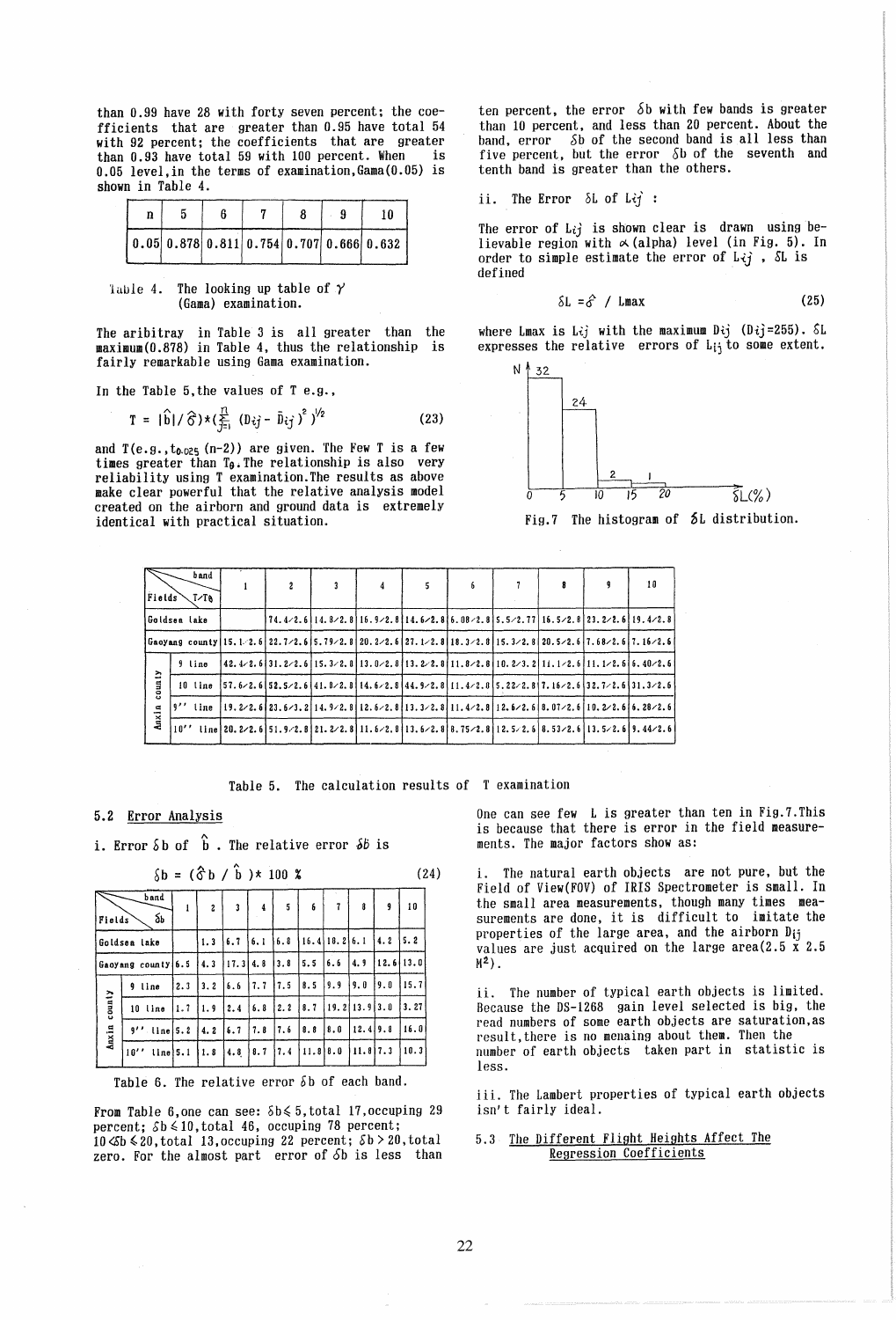than 0.99 have 28 with forty seven percent; the coefficients that are greater than 0.95 have total 54 with 92 percent; the coefficients that are greater than 0.93 have total 59 with 100 percent. When is 0.05 level, in the terms of examination, Gama(0.05) is shown in Table 4.

| n | 5 | 6 | 7 | 8 | 9 | 10 |
|---|---|---|---|---|---|---|
| 0.05 | 0.878 | 0.811 | 0.754 | 0.707 | 0.666 | 0.632 |

Table 4. The looking up table of $\gamma$ (Gama) examination.

The aribitray in Table 3 is all greater than the maximum(0.878) in Table 4, thus the relationship is fairly remarkable using Gama examination.

In the Table 5, the values of T e.g.,

$$T = |\hat{b}| / \hat{\sigma}) * (\sum_{j=1}^{n} (D_{ij} - \bar{D}_{ij})^2)^{1/2} \tag{23}$$

and T(e.g., $t_{0.025}$ (n-2)) are given. The Few T is a few times greater than $T_0$. The relationship is also very reliability using T examination. The results as above make clear powerful that the relative analysis model created on the airborn and ground data is extremely identical with practical situation.

| Fields \ band T/$T_0$ | 1 | 2 | 3 | 4 | 5 | 6 | 7 | 8 | 9 | 10 |
|---|---|---|---|---|---|---|---|---|---|---|
| Goldsea lake | | 74.4/2.6 | 14.8/2.8 | 16.9/2.8 | 14.6/2.8 | 6.08/2.8 | 5.5/2.77 | 16.5/2.8 | 23.2/2.6 | 19.4/2.8 |
| Gaoyang county | 15.1/2.6 | 22.7/2.6 | 5.79/2.8 | 20.2/2.6 | 27.1/2.8 | 18.3/2.8 | 15.3/2.8 | 20.5/2.6 | 7.68/2.6 | 7.16/2.6 |
| Anxin county 9 line | 42.4/2.6 | 31.2/2.6 | 15.3/2.8 | 13.0/2.8 | 13.2/2.8 | 11.8/2.8 | 10.2/3.2 | 11.1/2.6 | 11.1/2.6 | 6.40/2.6 |
| Anxin county 10 line | 57.6/2.6 | 52.5/2.6 | 41.8/2.8 | 14.6/2.8 | 44.9/2.8 | 11.4/2.8 | 5.22/2.8 | 7.16/2.6 | 32.7/2.6 | 31.3/2.6 |
| Anxin county 9'' line | 19.2/2.6 | 23.6/3.2 | 14.9/2.8 | 12.6/2.8 | 13.3/2.8 | 11.4/2.8 | 12.6/2.6 | 8.07/2.6 | 10.2/2.6 | 6.28/2.6 |
| Anxin county 10'' line | 20.2/2.6 | 51.9/2.8 | 21.2/2.8 | 11.6/2.8 | 13.6/2.8 | 8.75/2.8 | 12.5/2.6 | 8.53/2.6 | 13.5/2.6 | 9.44/2.6 |

Table 5. The calculation results of T examination

## 5.2 Error Analysis

i. Error $\delta b$ of $\hat{b}$. The relative error $\delta b$ is

$$\delta b = (\hat{\sigma} b / \hat{b}) * 100 \% \tag{24}$$

| Fields \ band $\delta b$ | 1 | 2 | 3 | 4 | 5 | 6 | 7 | 8 | 9 | 10 |
|---|---|---|---|---|---|---|---|---|---|---|
| Goldsea lake | | 1.3 | 6.7 | 6.1 | 6.8 | 16.4 | 10.2 | 6.1 | 4.2 | 5.2 |
| Gaoyang county | 6.5 | 4.3 | 17.3 | 4.8 | 3.8 | 5.5 | 6.6 | 4.9 | 12.6 | 13.0 |
| Anxin county 9 line | 2.3 | 3.2 | 6.6 | 7.7 | 7.5 | 8.5 | 9.9 | 9.0 | 9.0 | 15.7 |
| Anxin county 10 line | 1.7 | 1.9 | 2.4 | 6.8 | 2.2 | 8.7 | 19.2 | 13.9 | 3.0 | 3.27 |
| Anxin county 9'' line | 5.2 | 4.2 | 6.7 | 7.8 | 7.6 | 8.8 | 8.0 | 12.4 | 9.8 | 16.0 |
| Anxin county 10'' line | 5.1 | 1.8 | 4.8 | 8.7 | 7.4 | 11.8 | 8.0 | 11.8 | 7.3 | 10.3 |

Table 6. The relative error $\delta b$ of each band.

From Table 6, one can see: $\delta b \leqslant 5$, total 17, occuping 29 percent; $\delta b \leqslant 10$, total 46, occuping 78 percent; $10 < \delta b \leqslant 20$, total 13, occuping 22 percent; $\delta b > 20$, total zero. For the almost part error of $\delta b$ is less than ten percent, the error $\delta b$ with few bands is greater than 10 percent, and less than 20 percent. About the band, error $\delta b$ of the second band is all less than five percent, but the error $\delta b$ of the seventh and tenth band is greater than the others.

ii. The Error $\delta L$ of $L_{ij}$ :

The error of $L_{ij}$ is shown clear is drawn using believable region with $\alpha$ (alpha) level (in Fig. 5). In order to simple estimate the error of $L_{ij}$, $\delta L$ is defined

$$\delta L = \hat{\sigma} / L_{max} \tag{25}$$

where Lmax is $L_{ij}$ with the maximum $D_{ij}$ ($D_{ij}$=255). $\delta L$ expresses the relative errors of $L_{ij}$ to some extent.

Fig.7 The histogram of $\delta L$ distribution.

One can see few L is greater than ten in Fig.7. This is because that there is error in the field measurements. The major factors show as:

i. The natural earth objects are not pure, but the Field of View(FOV) of IRIS Spectrometer is small. In the small area measurements, though many times measurements are done, it is difficult to imitate the properties of the large area, and the airborn $D_{ij}$ values are just acquired on the large area(2.5 x 2.5 $M^2$).

ii. The number of typical earth objects is limited. Because the DS-1268 gain level selected is big, the read numbers of some earth objects are saturation, as result, there is no menaing about them. Then the number of earth objects taken part in statistic is less.

iii. The Lambert properties of typical earth objects isn't fairly ideal.

## 5.3 The Different Flight Heights Affect The Regression Coefficients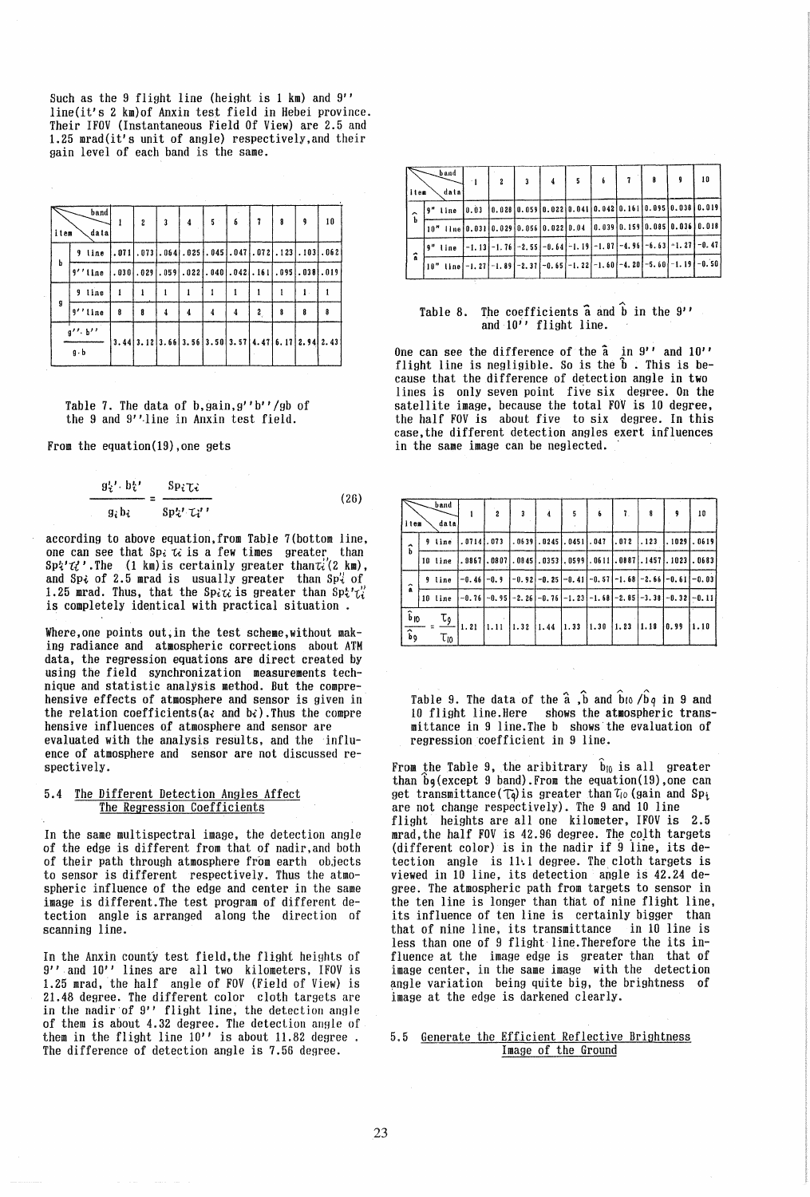Such as the 9 flight line (height is 1 km) and 9'' line(it's 2 km)of Anxin test field in Hebei province. Their IFOV (Instantaneous Field Of View) are 2.5 and 1.25 mrad(it's unit of angle) respectively,and their gain level of each band is the same.

| item | data \ band | 1 | 2 | 3 | 4 | 5 | 6 | 7 | 8 | 9 | 10 |
|---|---|---|---|---|---|---|---|---|---|---|---|
| b | 9 line | .071 | .073 | .064 | .025 | .045 | .047 | .072 | .123 | .103 | .062 |
| | 9''line | .030 | .029 | .059 | .022 | .040 | .042 | .161 | .095 | .038 | .019 |
| g | 9 line | 1 | 1 | 1 | 1 | 1 | 1 | 1 | 1 | 1 | 1 |
| | 9''line | 8 | 8 | 4 | 4 | 4 | 4 | 2 | 8 | 8 | 8 |
| $\frac{g''\cdot b''}{g\cdot b}$ | | 3.44 | 3.12 | 3.66 | 3.56 | 3.50 | 3.57 | 4.47 | 6.17 | 2.94 | 2.43 |

Table 7. The data of b,gain,g''b''/gb of the 9 and 9''line in Anxin test field.

From the equation(19),one gets

$$\frac{g_i'' \cdot b_i''}{g_i b_i} = \frac{Sp_i \tau_i}{Sp_i'' \tau_i''} \tag{26}$$

according to above equation,from Table 7(bottom line, one can see that $Sp_i\,\tau_i$ is a few times greater than $Sp_i''\tau_i''$. The (1 km)is certainly greater than $\tau_i''$(2 km), and $Sp_i$ of 2.5 mrad is usually greater than $Sp_i''$ of 1.25 mrad. Thus, that the $Sp_i\tau_i$ is greater than $Sp_i''\tau_i''$ is completely identical with practical situation .

Where,one points out,in the test scheme,without making radiance and atmospheric corrections about ATM data, the regression equations are direct created by using the field synchronization measurements technique and statistic analysis method. But the comprehensive effects of atmosphere and sensor is given in the relation coefficients($a_i$ and $b_i$).Thus the comprehensive influences of atmosphere and sensor are evaluated with the analysis results, and the influence of atmosphere and sensor are not discussed respectively.

### 5.4 The Different Detection Angles Affect The Regression Coefficients

In the same multispectral image, the detection angle of the edge is different from that of nadir,and both of their path through atmosphere from earth objects to sensor is different respectively. Thus the atmospheric influence of the edge and center in the same image is different.The test program of different detection angle is arranged along the direction of scanning line.

In the Anxin county test field,the flight heights of 9'' and 10'' lines are all two kilometers, IFOV is 1.25 mrad, the half angle of FOV (Field of View) is 21.48 degree. The different color cloth targets are in the nadir of 9'' flight line, the detection angle of them is about 4.32 degree. The detection angle of them in the flight line 10'' is about 11.82 degree . The difference of detection angle is 7.56 degree.

| item | data \ band | 1 | 2 | 3 | 4 | 5 | 6 | 7 | 8 | 9 | 10 |
|---|---|---|---|---|---|---|---|---|---|---|---|
| $\hat{b}$ | 9'' line | 0.03 | 0.028 | 0.059 | 0.022 | 0.041 | 0.042 | 0.161 | 0.095 | 0.038 | 0.019 |
| | 10'' line | 0.031 | 0.029 | 0.056 | 0.022 | 0.04 | 0.039 | 0.159 | 0.085 | 0.036 | 0.018 |
| $\hat{a}$ | 9'' line | -1.13 | -1.76 | -2.55 | -0.64 | -1.19 | -1.87 | -4.96 | -6.63 | -1.27 | -0.47 |
| | 10'' line | -1.27 | -1.89 | -2.37 | -0.65 | -1.22 | -1.60 | -4.20 | -5.60 | -1.19 | -0.50 |

Table 8. The coefficients $\hat{a}$ and $\hat{b}$ in the 9'' and 10'' flight line.

One can see the difference of the $\hat{a}$ in 9'' and 10'' flight line is negligible. So is the $\hat{b}$ . This is because that the difference of detection angle in two lines is only seven point five six degree. On the satellite image, because the total FOV is 10 degree, the half FOV is about five to six degree. In this case,the different detection angles exert influences in the same image can be neglected.

| item | data \ band | 1 | 2 | 3 | 4 | 5 | 6 | 7 | 8 | 9 | 10 |
|---|---|---|---|---|---|---|---|---|---|---|---|
| $\hat{b}$ | 9 line | .0714 | .073 | .0639 | .0245 | .0451 | .047 | .072 | .123 | .1029 | .0619 |
| | 10 line | .0867 | .0807 | .0845 | .0353 | .0599 | .0611 | .0887 | .1457 | .1023 | .0683 |
| $\hat{a}$ | 9 line | -0.46 | -0.9 | -0.92 | -0.25 | -0.41 | -0.57 | -1.68 | -2.66 | -0.61 | -0.03 |
| | 10 line | -0.76 | -0.95 | -2.26 | -0.76 | -1.23 | -1.68 | -2.85 | -3.38 | -0.32 | -0.11 |
| $\frac{\hat{b}_{10}}{\hat{b}_9} = \frac{\tau_9}{\tau_{10}}$ | | 1.21 | 1.11 | 1.32 | 1.44 | 1.33 | 1.30 | 1.23 | 1.18 | 0.99 | 1.10 |

Table 9. The data of the $\hat{a}$ ,$\hat{b}$ and $b_{10}/\hat{b}_9$ in 9 and 10 flight line.Here shows the atmospheric transmittance in 9 line.The b shows the evaluation of regression coefficient in 9 line.

From the Table 9, the aribitrary $\hat{b}_{10}$ is all greater than $\hat{b}_9$(except 9 band).From the equation(19),one can get transmittance($\tau_9$)is greater than $\tau_{10}$ (gain and $Sp_i$ are not change respectively). The 9 and 10 line flight heights are all one kilometer, IFOV is 2.5 mrad,the half FOV is 42.96 degree. The colth targets (different color) is in the nadir if 9 line, its detection angle is 11.1 degree. The cloth targets is viewed in 10 line, its detection angle is 42.24 degree. The atmospheric path from targets to sensor in the ten line is longer than that of nine flight line, its influence of ten line is certainly bigger than that of nine line, its transmittance in 10 line is less than one of 9 flight line.Therefore the its influence at the image edge is greater than that of image center, in the same image with the detection angle variation being quite big, the brightness of image at the edge is darkened clearly.

### 5.5 Generate the Efficient Reflective Brightness Image of the Ground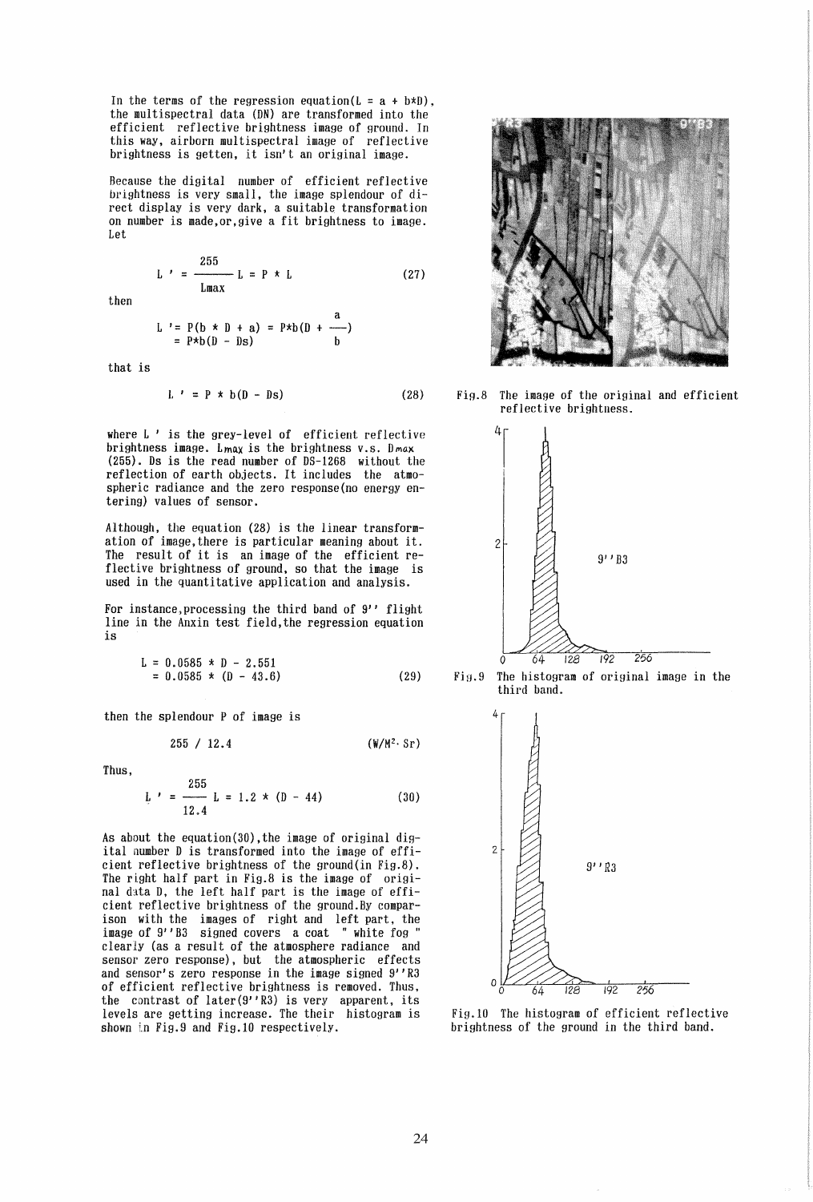In the terms of the regression equation($L = a + b*D$), the multispectral data (DN) are transformed into the efficient reflective brightness image of ground. In this way, airborn multispectral image of reflective brightness is getten, it isn't an original image.

Because the digital number of efficient reflective brightness is very small, the image splendour of direct display is very dark, a suitable transformation on number is made,or,give a fit brightness to image. Let

$$L' = \frac{255}{L_{max}} L = P * L \tag{27}$$

then

$$L' = P(b * D + a) = P*b(D + \frac{a}{b}) = P*b(D - Ds)$$

that is

$$L' = P * b(D - Ds) \tag{28}$$

where $L'$ is the grey-level of efficient reflective brightness image. $L_{max}$ is the brightness v.s. $D_{max}$ (255). Ds is the read number of DS-1268 without the reflection of earth objects. It includes the atmospheric radiance and the zero response(no energy entering) values of sensor.

Although, the equation (28) is the linear transformation of image,there is particular meaning about it. The result of it is an image of the efficient reflective brightness of ground, so that the image is used in the quantitative application and analysis.

For instance,processing the third band of 9'' flight line in the Anxin test field,the regression equation is

$$L = 0.0585 * D - 2.551 = 0.0585 * (D - 43.6) \tag{29}$$

then the splendour P of image is

$$255 / 12.4 \qquad (W/M^2 \cdot Sr)$$

Thus,

$$L' = \frac{255}{12.4} L = 1.2 * (D - 44) \tag{30}$$

As about the equation(30),the image of original digital number D is transformed into the image of efficient reflective brightness of the ground(in Fig.8). The right half part in Fig.8 is the image of original data D, the left half part is the image of efficient reflective brightness of the ground.By comparison with the images of right and left part, the image of 9''B3 signed covers a coat " white fog " clearly (as a result of the atmosphere radiance and sensor zero response), but the atmospheric effects and sensor's zero response in the image signed 9''R3 of efficient reflective brightness is removed. Thus, the contrast of later(9''R3) is very apparent, its levels are getting increase. The their histogram is shown in Fig.9 and Fig.10 respectively.

Fig.8 The image of the original and efficient reflective brightness.

Fig.9 The histogram of original image in the third band.

Fig.10 The histogram of efficient reflective brightness of the ground in the third band.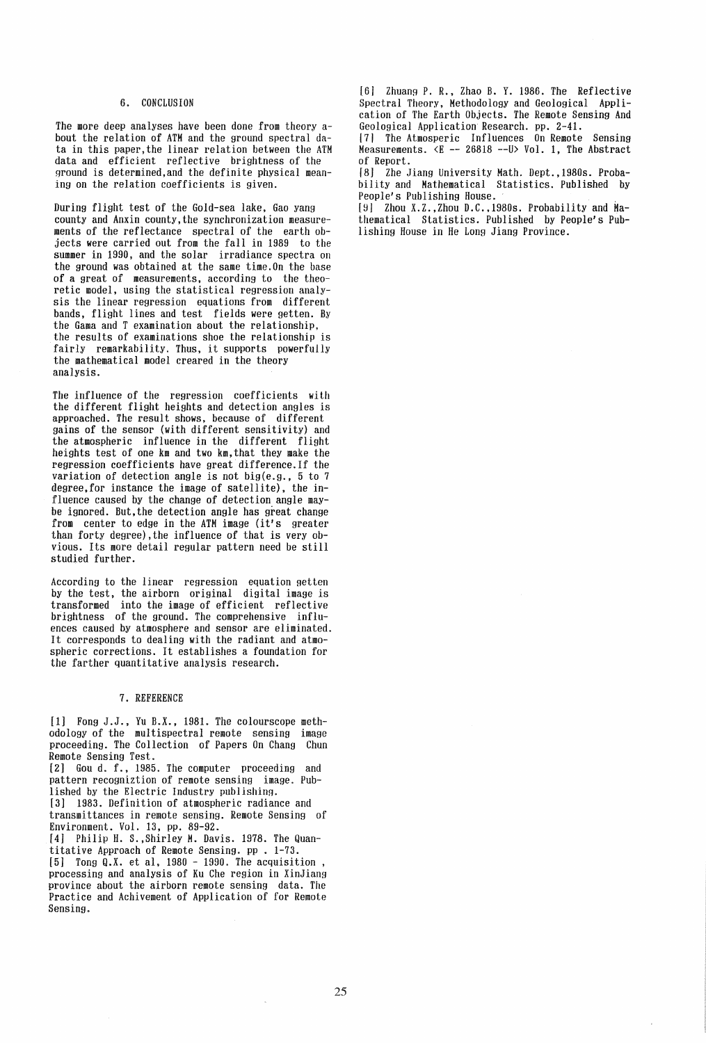## 6. CONCLUSION

The more deep analyses have been done from theory about the relation of ATM and the ground spectral data in this paper,the linear relation between the ATM data and efficient reflective brightness of the ground is determined,and the definite physical meaning on the relation coefficients is given.

During flight test of the Gold-sea lake, Gao yang county and Anxin county,the synchronization measurements of the reflectance spectral of the earth objects were carried out from the fall in 1989 to the summer in 1990, and the solar irradiance spectra on the ground was obtained at the same time.On the base of a great of measurements, according to the theoretic model, using the statistical regression analysis the linear regression equations from different bands, flight lines and test fields were getten. By the Gama and T examination about the relationship, the results of examinations shoe the relationship is fairly remarkability. Thus, it supports powerfully the mathematical model creared in the theory analysis.

The influence of the regression coefficients with the different flight heights and detection angles is approached. The result shows, because of different gains of the sensor (with different sensitivity) and the atmospheric influence in the different flight heights test of one km and two km,that they make the regression coefficients have great difference.If the variation of detection angle is not big(e.g., 5 to 7 degree,for instance the image of satellite), the influence caused by the change of detection angle maybe ignored. But,the detection angle has great change from center to edge in the ATM image (it's greater than forty degree),the influence of that is very obvious. Its more detail regular pattern need be still studied further.

According to the linear regression equation getten by the test, the airborn original digital image is transformed into the image of efficient reflective brightness of the ground. The comprehensive influences caused by atmosphere and sensor are eliminated. It corresponds to dealing with the radiant and atmospheric corrections. It establishes a foundation for the farther quantitative analysis research.

## 7. REFERENCE

[1] Fong J.J., Yu B.X., 1981. The colourscope methodology of the multispectral remote sensing image proceeding. The Collection of Papers On Chang Chun Remote Sensing Test.

[2] Gou d. f., 1985. The computer proceeding and pattern recogniztion of remote sensing image. Published by the Electric Industry publishing.

[3] 1983. Definition of atmospheric radiance and transmittances in remote sensing. Remote Sensing of Environment. Vol. 13, pp. 89-92.

[4] Philip H. S.,Shirley M. Davis. 1978. The Quantitative Approach of Remote Sensing. pp . 1-73.

[5] Tong Q.X. et al, 1980 - 1990. The acquisition , processing and analysis of Ku Che region in XinJiang province about the airborn remote sensing data. The Practice and Achivement of Application of for Remote Sensing.

[6] Zhuang P. R., Zhao B. Y. 1986. The Reflective Spectral Theory, Methodology and Geological Application of The Earth Objects. The Remote Sensing And Geological Application Research. pp. 2-41.

[7] The Atmosperic Influences On Remote Sensing Measurements. <E -- 26818 --U> Vol. 1, The Abstract of Report.

[8] Zhe Jiang University Math. Dept.,1980s. Probability and Mathematical Statistics. Published by People's Publishing House.

[9] Zhou X.Z.,Zhou D.C.,1980s. Probability and Mathematical Statistics. Published by People's Publishing House in He Long Jiang Province.